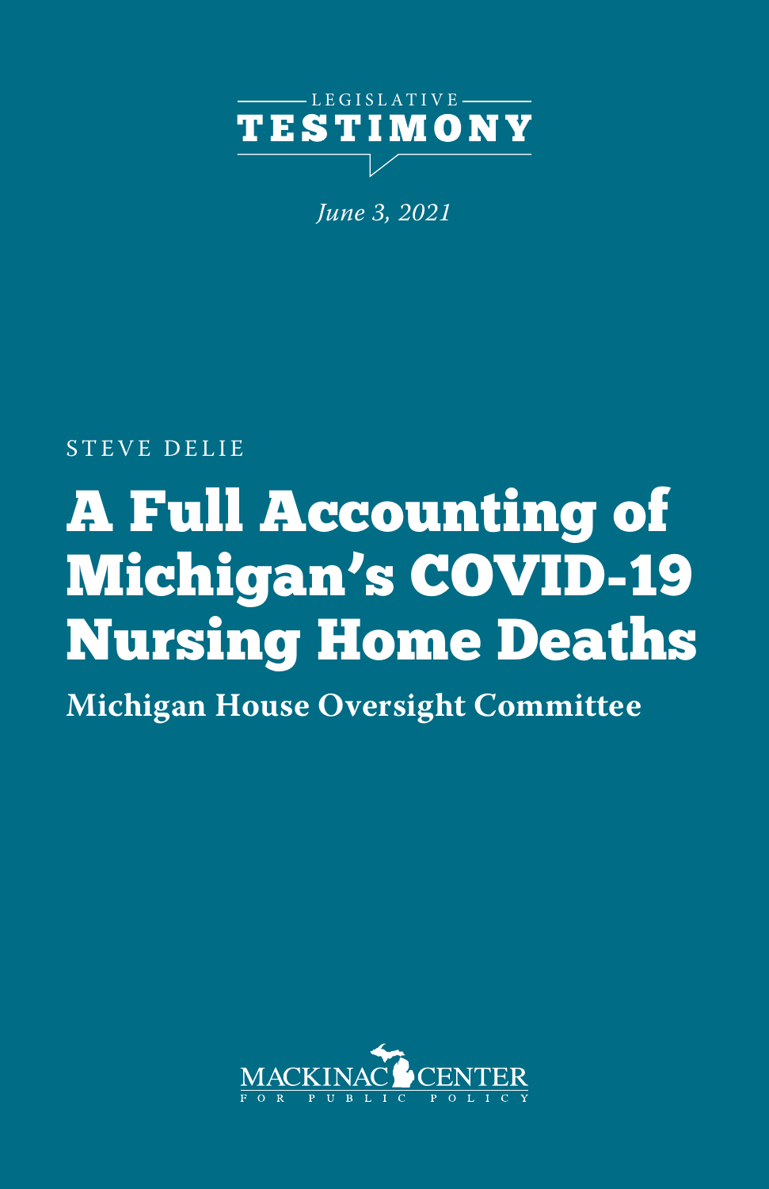LEGISLATIVE

**TESTIMONY**

*June 3, 2021*

STEVE DELIE

# A Full Accounting of Michigan's COVID-19 Nursing Home Deaths

**Michigan House Oversight Committee**

MACKINAC CENTER
FOR PUBLIC POLICY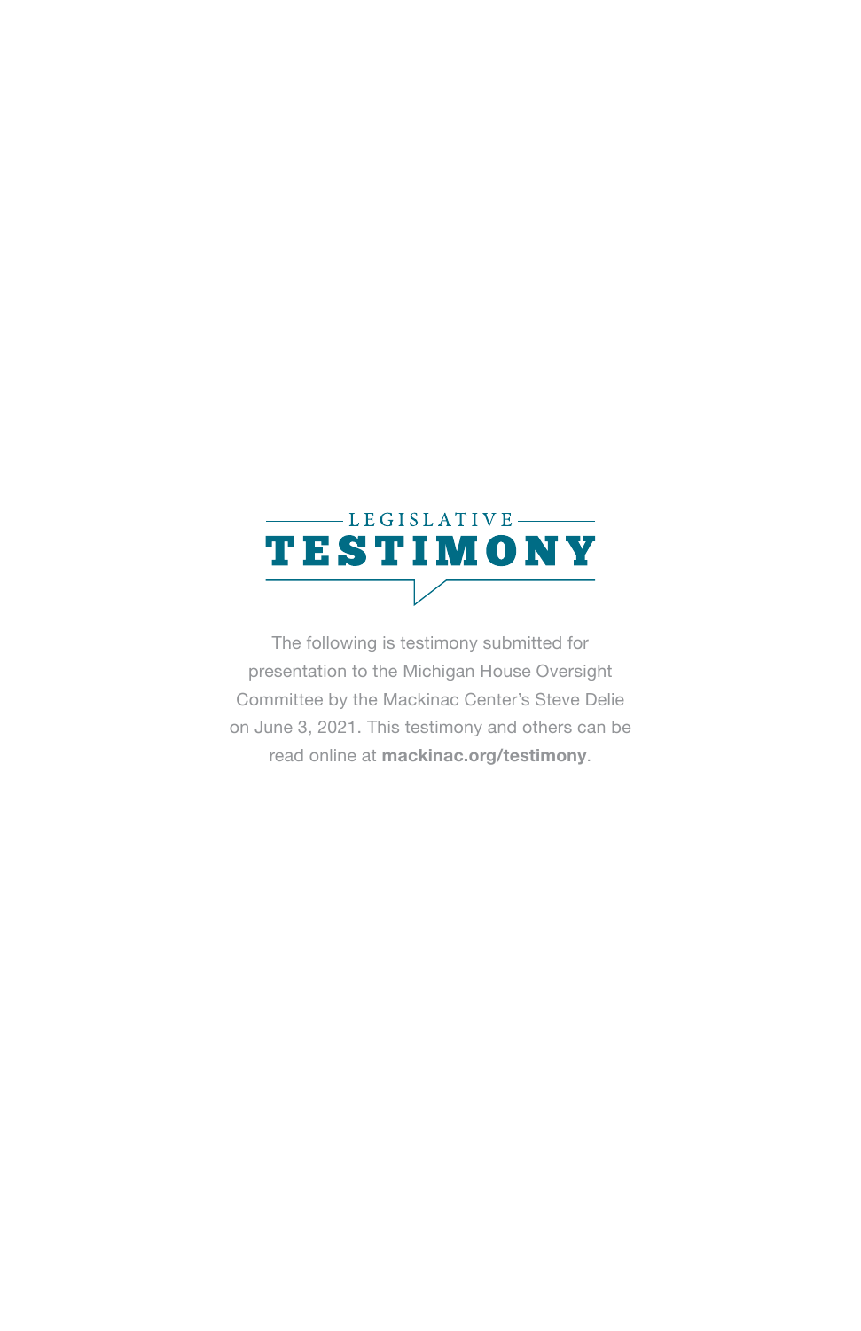LEGISLATIVE

# TESTIMONY

The following is testimony submitted for presentation to the Michigan House Oversight Committee by the Mackinac Center's Steve Delie on June 3, 2021. This testimony and others can be read online at **mackinac.org/testimony**.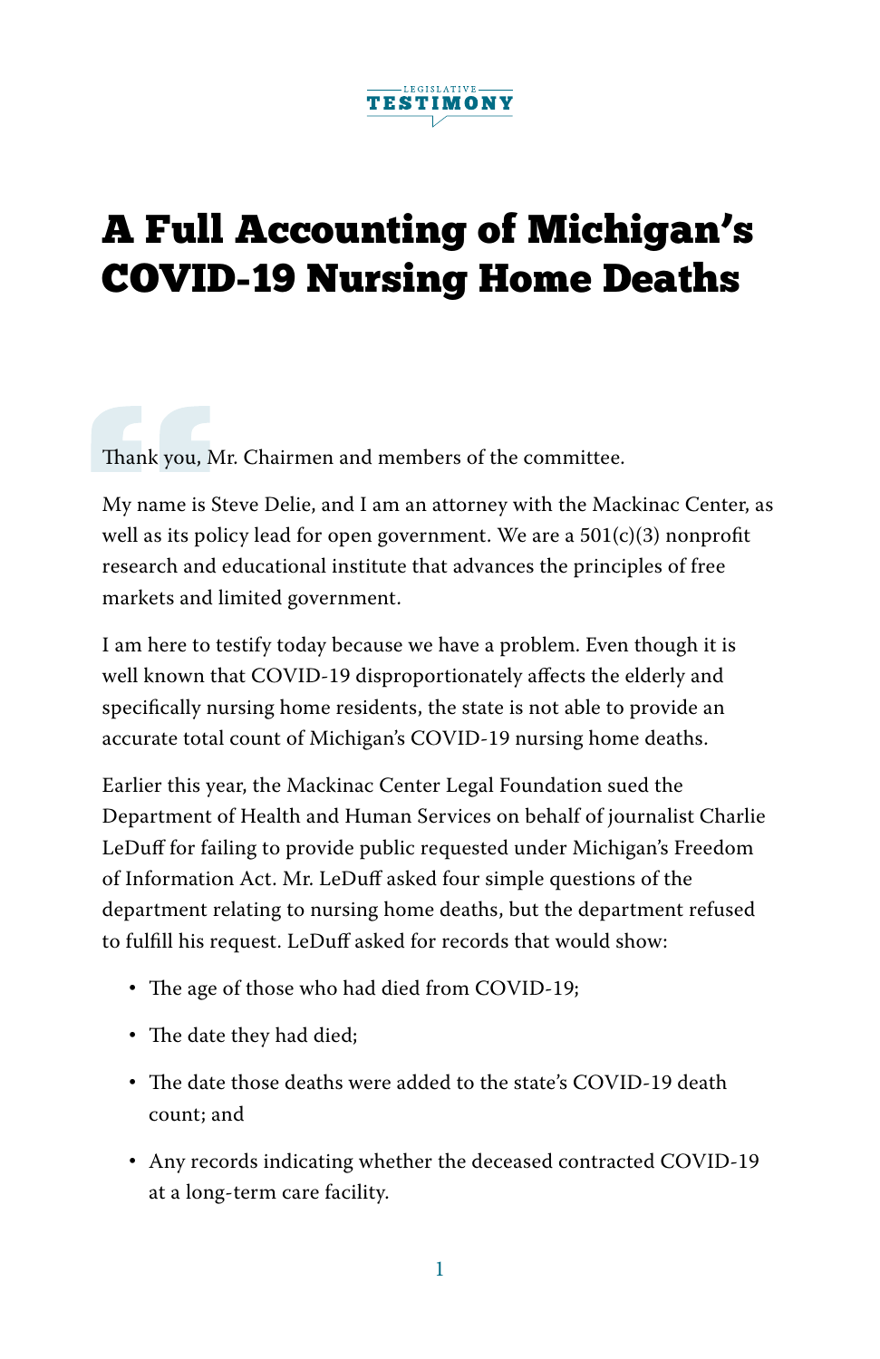# A Full Accounting of Michigan's COVID-19 Nursing Home Deaths

Thank you, Mr. Chairmen and members of the committee.

My name is Steve Delie, and I am an attorney with the Mackinac Center, as well as its policy lead for open government. We are a 501(c)(3) nonprofit research and educational institute that advances the principles of free markets and limited government.

I am here to testify today because we have a problem. Even though it is well known that COVID-19 disproportionately affects the elderly and specifically nursing home residents, the state is not able to provide an accurate total count of Michigan's COVID-19 nursing home deaths.

Earlier this year, the Mackinac Center Legal Foundation sued the Department of Health and Human Services on behalf of journalist Charlie LeDuff for failing to provide public requested under Michigan's Freedom of Information Act. Mr. LeDuff asked four simple questions of the department relating to nursing home deaths, but the department refused to fulfill his request. LeDuff asked for records that would show:

- The age of those who had died from COVID-19;
- The date they had died;
- The date those deaths were added to the state's COVID-19 death count; and
- Any records indicating whether the deceased contracted COVID-19 at a long-term care facility.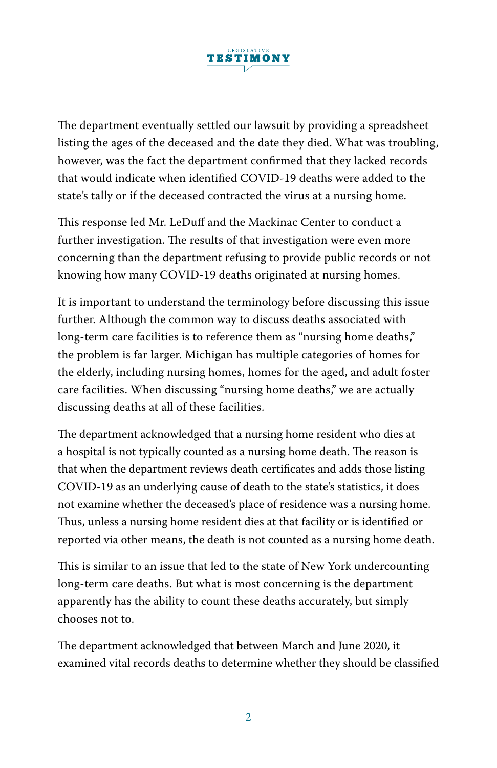The department eventually settled our lawsuit by providing a spreadsheet listing the ages of the deceased and the date they died. What was troubling, however, was the fact the department confirmed that they lacked records that would indicate when identified COVID-19 deaths were added to the state's tally or if the deceased contracted the virus at a nursing home.

This response led Mr. LeDuff and the Mackinac Center to conduct a further investigation. The results of that investigation were even more concerning than the department refusing to provide public records or not knowing how many COVID-19 deaths originated at nursing homes.

It is important to understand the terminology before discussing this issue further. Although the common way to discuss deaths associated with long-term care facilities is to reference them as "nursing home deaths," the problem is far larger. Michigan has multiple categories of homes for the elderly, including nursing homes, homes for the aged, and adult foster care facilities. When discussing "nursing home deaths," we are actually discussing deaths at all of these facilities.

The department acknowledged that a nursing home resident who dies at a hospital is not typically counted as a nursing home death. The reason is that when the department reviews death certificates and adds those listing COVID-19 as an underlying cause of death to the state's statistics, it does not examine whether the deceased's place of residence was a nursing home. Thus, unless a nursing home resident dies at that facility or is identified or reported via other means, the death is not counted as a nursing home death.

This is similar to an issue that led to the state of New York undercounting long-term care deaths. But what is most concerning is the department apparently has the ability to count these deaths accurately, but simply chooses not to.

The department acknowledged that between March and June 2020, it examined vital records deaths to determine whether they should be classified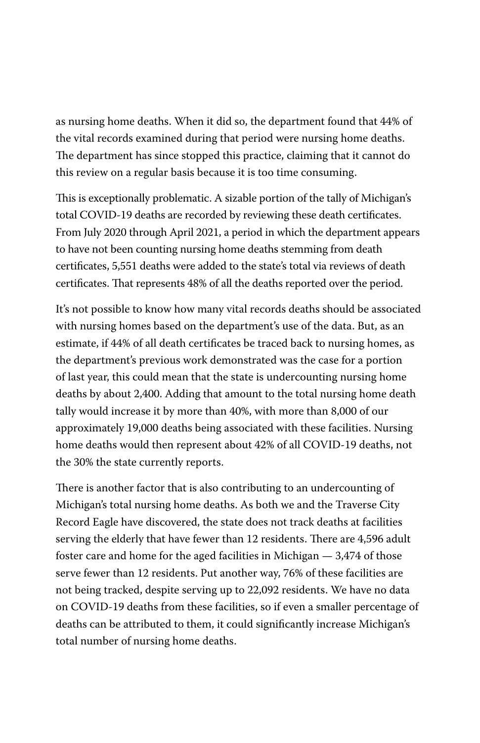as nursing home deaths. When it did so, the department found that 44% of the vital records examined during that period were nursing home deaths. The department has since stopped this practice, claiming that it cannot do this review on a regular basis because it is too time consuming.

This is exceptionally problematic. A sizable portion of the tally of Michigan's total COVID-19 deaths are recorded by reviewing these death certificates. From July 2020 through April 2021, a period in which the department appears to have not been counting nursing home deaths stemming from death certificates, 5,551 deaths were added to the state's total via reviews of death certificates. That represents 48% of all the deaths reported over the period.

It's not possible to know how many vital records deaths should be associated with nursing homes based on the department's use of the data. But, as an estimate, if 44% of all death certificates be traced back to nursing homes, as the department's previous work demonstrated was the case for a portion of last year, this could mean that the state is undercounting nursing home deaths by about 2,400. Adding that amount to the total nursing home death tally would increase it by more than 40%, with more than 8,000 of our approximately 19,000 deaths being associated with these facilities. Nursing home deaths would then represent about 42% of all COVID-19 deaths, not the 30% the state currently reports.

There is another factor that is also contributing to an undercounting of Michigan's total nursing home deaths. As both we and the Traverse City Record Eagle have discovered, the state does not track deaths at facilities serving the elderly that have fewer than 12 residents. There are 4,596 adult foster care and home for the aged facilities in Michigan — 3,474 of those serve fewer than 12 residents. Put another way, 76% of these facilities are not being tracked, despite serving up to 22,092 residents. We have no data on COVID-19 deaths from these facilities, so if even a smaller percentage of deaths can be attributed to them, it could significantly increase Michigan's total number of nursing home deaths.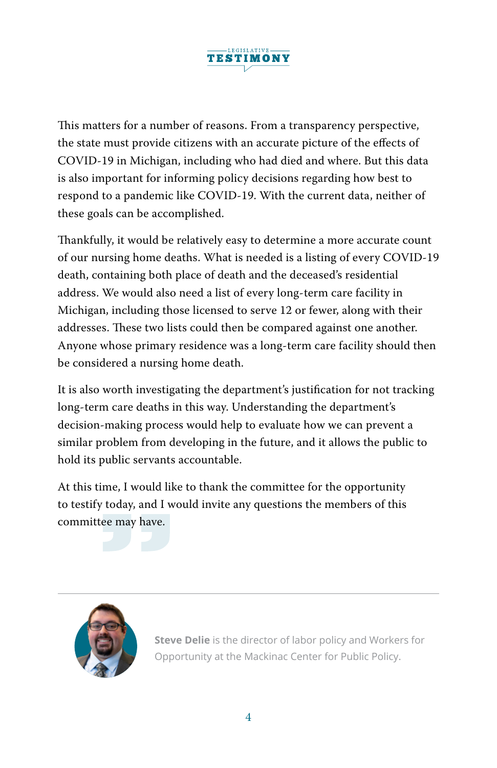This matters for a number of reasons. From a transparency perspective, the state must provide citizens with an accurate picture of the effects of COVID-19 in Michigan, including who had died and where. But this data is also important for informing policy decisions regarding how best to respond to a pandemic like COVID-19. With the current data, neither of these goals can be accomplished.

Thankfully, it would be relatively easy to determine a more accurate count of our nursing home deaths. What is needed is a listing of every COVID-19 death, containing both place of death and the deceased's residential address. We would also need a list of every long-term care facility in Michigan, including those licensed to serve 12 or fewer, along with their addresses. These two lists could then be compared against one another. Anyone whose primary residence was a long-term care facility should then be considered a nursing home death.

It is also worth investigating the department's justification for not tracking long-term care deaths in this way. Understanding the department's decision-making process would help to evaluate how we can prevent a similar problem from developing in the future, and it allows the public to hold its public servants accountable.

At this time, I would like to thank the committee for the opportunity to testify today, and I would invite any questions the members of this committee may have.

---

**Steve Delie** is the director of labor policy and Workers for Opportunity at the Mackinac Center for Public Policy.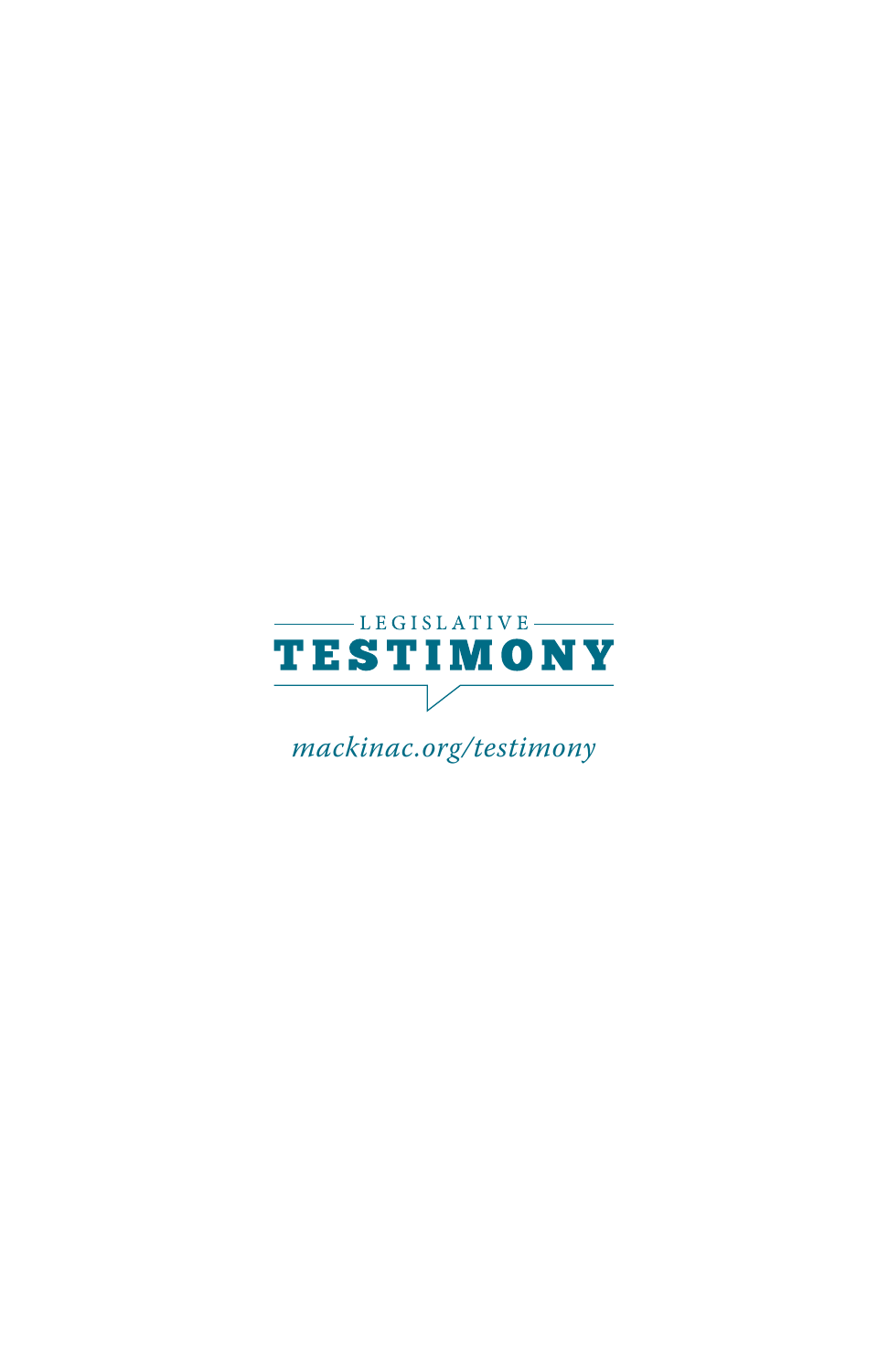LEGISLATIVE

TESTIMONY

*mackinac.org/testimony*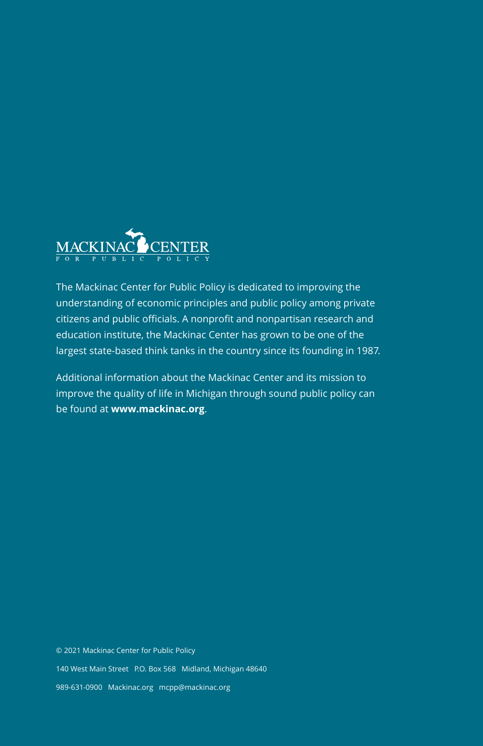MACKINAC CENTER
FOR PUBLIC POLICY

The Mackinac Center for Public Policy is dedicated to improving the understanding of economic principles and public policy among private citizens and public officials. A nonprofit and nonpartisan research and education institute, the Mackinac Center has grown to be one of the largest state-based think tanks in the country since its founding in 1987.

Additional information about the Mackinac Center and its mission to improve the quality of life in Michigan through sound public policy can be found at **www.mackinac.org**.

© 2021 Mackinac Center for Public Policy

140 West Main Street P.O. Box 568 Midland, Michigan 48640

989-631-0900 Mackinac.org mcpp@mackinac.org